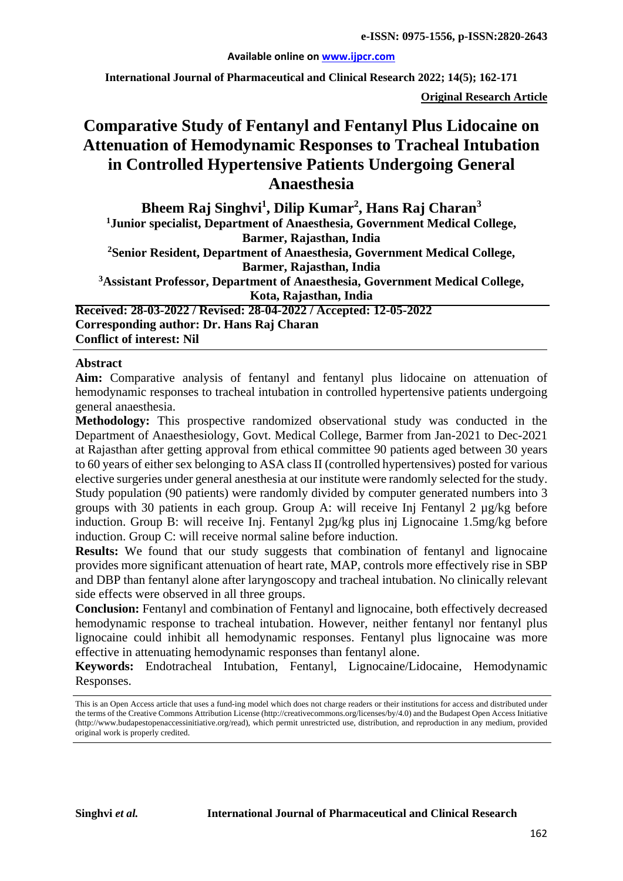e-ISSN: 0975-1556, p-ISSN:2820-2643

Available online on www.ijpcr.com

International Journal of Pharmaceutical and Clinical Research 2022; 14(5); 162-171

**Original Research Article**

# Comparative Study of Fentanyl and Fentanyl Plus Lidocaine on Attenuation of Hemodynamic Responses to Tracheal Intubation in Controlled Hypertensive Patients Undergoing General Anaesthesia

**Bheem Raj Singhvi[1], Dilip Kumar[2], Hans Raj Charan[3]**

**[1]Junior specialist, Department of Anaesthesia, Government Medical College, Barmer, Rajasthan, India**

**[2]Senior Resident, Department of Anaesthesia, Government Medical College, Barmer, Rajasthan, India**

**[3]Assistant Professor, Department of Anaesthesia, Government Medical College, Kota, Rajasthan, India**

**Received: 28-03-2022 / Revised: 28-04-2022 / Accepted: 12-05-2022**
**Corresponding author: Dr. Hans Raj Charan**
**Conflict of interest: Nil**

## Abstract

**Aim:** Comparative analysis of fentanyl and fentanyl plus lidocaine on attenuation of hemodynamic responses to tracheal intubation in controlled hypertensive patients undergoing general anaesthesia.

**Methodology:** This prospective randomized observational study was conducted in the Department of Anaesthesiology, Govt. Medical College, Barmer from Jan-2021 to Dec-2021 at Rajasthan after getting approval from ethical committee 90 patients aged between 30 years to 60 years of either sex belonging to ASA class II (controlled hypertensives) posted for various elective surgeries under general anesthesia at our institute were randomly selected for the study. Study population (90 patients) were randomly divided by computer generated numbers into 3 groups with 30 patients in each group. Group A: will receive Inj Fentanyl 2 µg/kg before induction. Group B: will receive Inj. Fentanyl 2µg/kg plus inj Lignocaine 1.5mg/kg before induction. Group C: will receive normal saline before induction.

**Results:** We found that our study suggests that combination of fentanyl and lignocaine provides more significant attenuation of heart rate, MAP, controls more effectively rise in SBP and DBP than fentanyl alone after laryngoscopy and tracheal intubation. No clinically relevant side effects were observed in all three groups.

**Conclusion:** Fentanyl and combination of Fentanyl and lignocaine, both effectively decreased hemodynamic response to tracheal intubation. However, neither fentanyl nor fentanyl plus lignocaine could inhibit all hemodynamic responses. Fentanyl plus lignocaine was more effective in attenuating hemodynamic responses than fentanyl alone.

**Keywords:** Endotracheal Intubation, Fentanyl, Lignocaine/Lidocaine, Hemodynamic Responses.

This is an Open Access article that uses a fund-ing model which does not charge readers or their institutions for access and distributed under the terms of the Creative Commons Attribution License (http://creativecommons.org/licenses/by/4.0) and the Budapest Open Access Initiative (http://www.budapestopenaccessinitiative.org/read), which permit unrestricted use, distribution, and reproduction in any medium, provided original work is properly credited.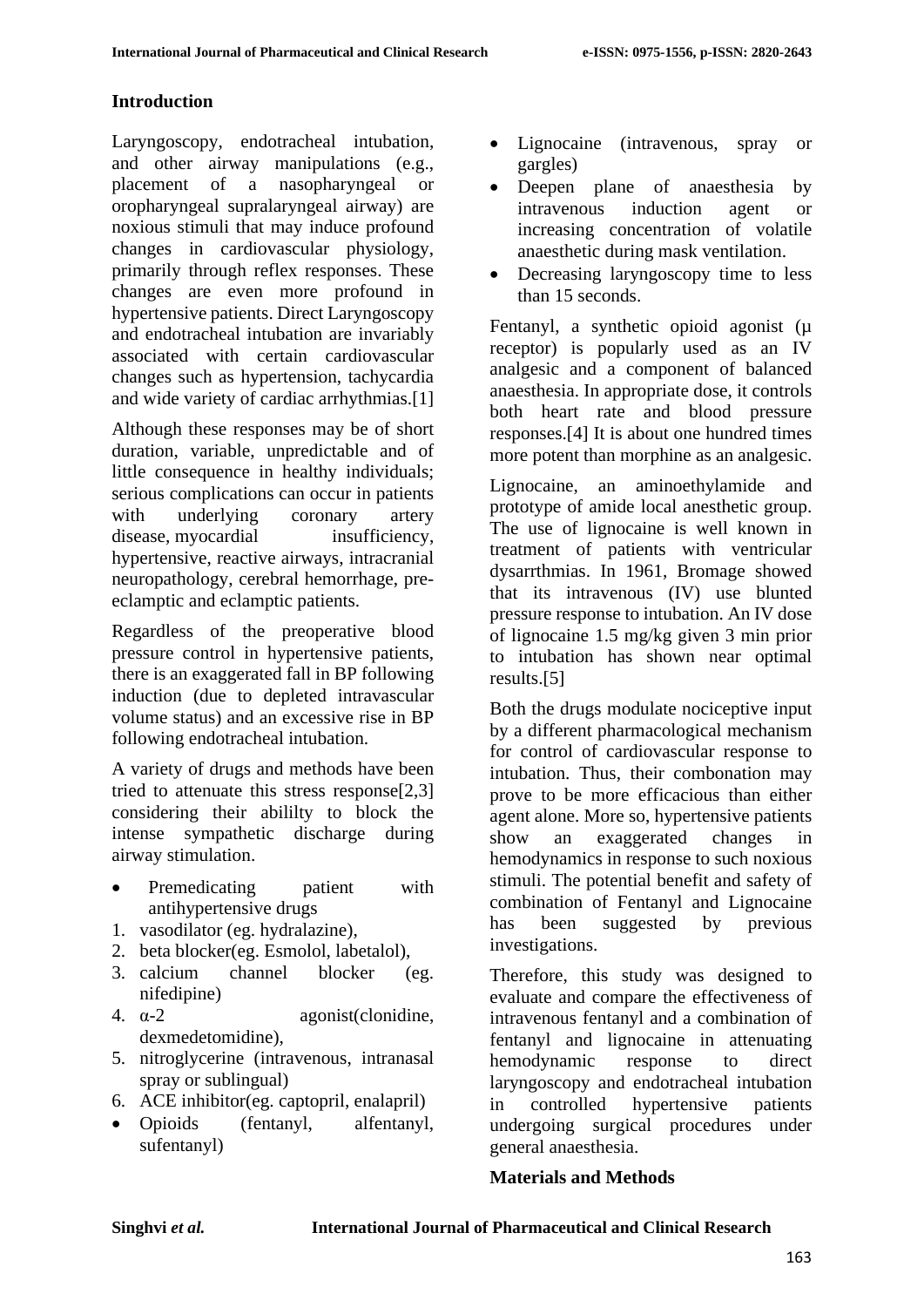## Introduction

Laryngoscopy, endotracheal intubation, and other airway manipulations (e.g., placement of a nasopharyngeal or oropharyngeal supralaryngeal airway) are noxious stimuli that may induce profound changes in cardiovascular physiology, primarily through reflex responses. These changes are even more profound in hypertensive patients. Direct Laryngoscopy and endotracheal intubation are invariably associated with certain cardiovascular changes such as hypertension, tachycardia and wide variety of cardiac arrhythmias.[1]

Although these responses may be of short duration, variable, unpredictable and of little consequence in healthy individuals; serious complications can occur in patients with underlying coronary artery disease, myocardial insufficiency, hypertensive, reactive airways, intracranial neuropathology, cerebral hemorrhage, pre-eclamptic and eclamptic patients.

Regardless of the preoperative blood pressure control in hypertensive patients, there is an exaggerated fall in BP following induction (due to depleted intravascular volume status) and an excessive rise in BP following endotracheal intubation.

A variety of drugs and methods have been tried to attenuate this stress response[2,3] considering their abililty to block the intense sympathetic discharge during airway stimulation.

- Premedicating patient with antihypertensive drugs

1. vasodilator (eg. hydralazine),
2. beta blocker(eg. Esmolol, labetalol),
3. calcium channel blocker (eg. nifedipine)
4. α-2 agonist(clonidine, dexmedetomidine),
5. nitroglycerine (intravenous, intranasal spray or sublingual)
6. ACE inhibitor(eg. captopril, enalapril)

- Opioids (fentanyl, alfentanyl, sufentanyl)
- Lignocaine (intravenous, spray or gargles)
- Deepen plane of anaesthesia by intravenous induction agent or increasing concentration of volatile anaesthetic during mask ventilation.
- Decreasing laryngoscopy time to less than 15 seconds.

Fentanyl, a synthetic opioid agonist (μ receptor) is popularly used as an IV analgesic and a component of balanced anaesthesia. In appropriate dose, it controls both heart rate and blood pressure responses.[4] It is about one hundred times more potent than morphine as an analgesic.

Lignocaine, an aminoethylamide and prototype of amide local anesthetic group. The use of lignocaine is well known in treatment of patients with ventricular dysarrthmias. In 1961, Bromage showed that its intravenous (IV) use blunted pressure response to intubation. An IV dose of lignocaine 1.5 mg/kg given 3 min prior to intubation has shown near optimal results.[5]

Both the drugs modulate nociceptive input by a different pharmacological mechanism for control of cardiovascular response to intubation. Thus, their combonation may prove to be more efficacious than either agent alone. More so, hypertensive patients show an exaggerated changes in hemodynamics in response to such noxious stimuli. The potential benefit and safety of combination of Fentanyl and Lignocaine has been suggested by previous investigations.

Therefore, this study was designed to evaluate and compare the effectiveness of intravenous fentanyl and a combination of fentanyl and lignocaine in attenuating hemodynamic response to direct laryngoscopy and endotracheal intubation in controlled hypertensive patients undergoing surgical procedures under general anaesthesia.

## Materials and Methods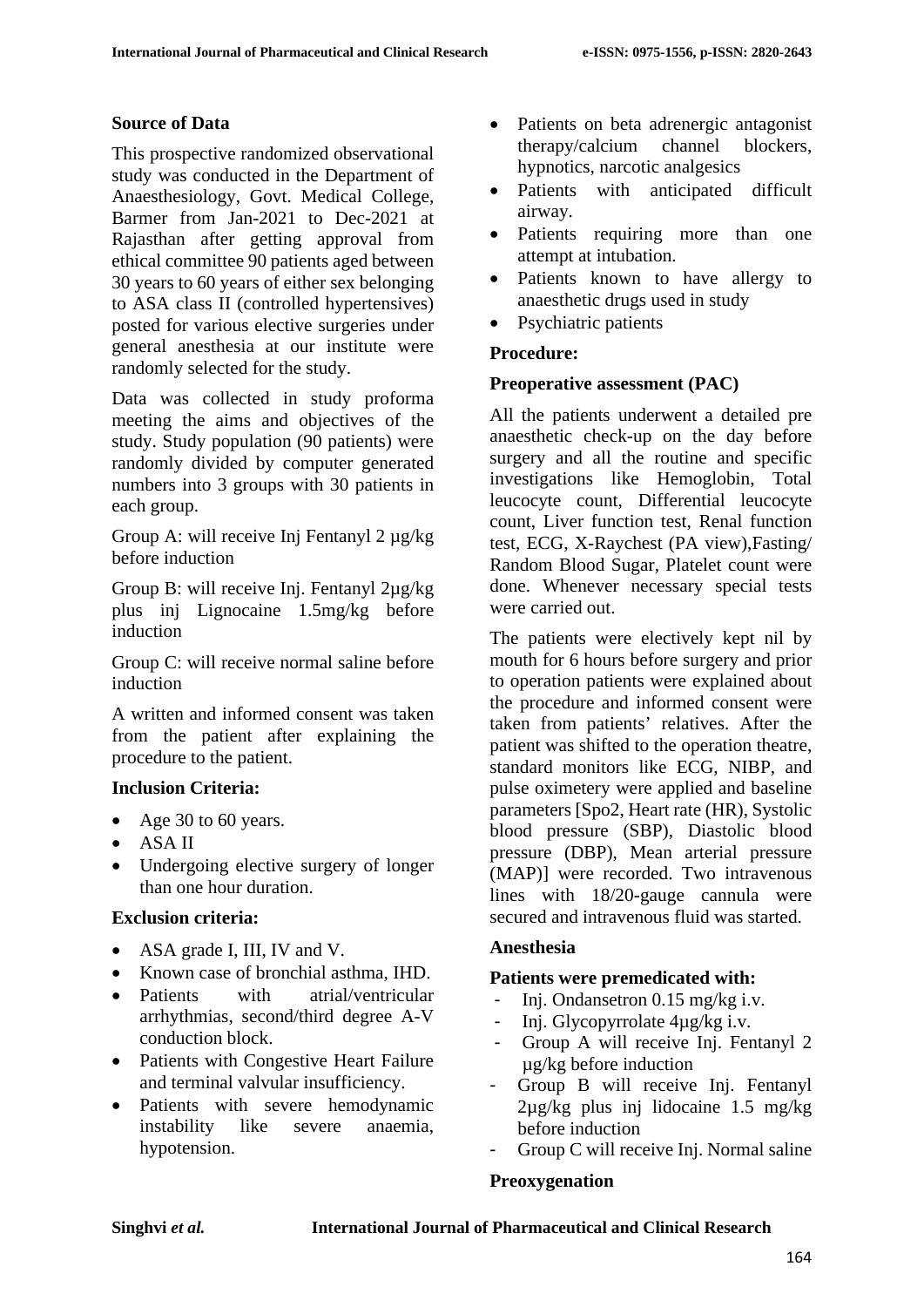**Source of Data**

This prospective randomized observational study was conducted in the Department of Anaesthesiology, Govt. Medical College, Barmer from Jan-2021 to Dec-2021 at Rajasthan after getting approval from ethical committee 90 patients aged between 30 years to 60 years of either sex belonging to ASA class II (controlled hypertensives) posted for various elective surgeries under general anesthesia at our institute were randomly selected for the study.

Data was collected in study proforma meeting the aims and objectives of the study. Study population (90 patients) were randomly divided by computer generated numbers into 3 groups with 30 patients in each group.

Group A: will receive Inj Fentanyl 2 µg/kg before induction

Group B: will receive Inj. Fentanyl 2µg/kg plus inj Lignocaine 1.5mg/kg before induction

Group C: will receive normal saline before induction

A written and informed consent was taken from the patient after explaining the procedure to the patient.

**Inclusion Criteria:**

- Age 30 to 60 years.
- ASA II
- Undergoing elective surgery of longer than one hour duration.

**Exclusion criteria:**

- ASA grade I, III, IV and V.
- Known case of bronchial asthma, IHD.
- Patients with atrial/ventricular arrhythmias, second/third degree A-V conduction block.
- Patients with Congestive Heart Failure and terminal valvular insufficiency.
- Patients with severe hemodynamic instability like severe anaemia, hypotension.
- Patients on beta adrenergic antagonist therapy/calcium channel blockers, hypnotics, narcotic analgesics
- Patients with anticipated difficult airway.
- Patients requiring more than one attempt at intubation.
- Patients known to have allergy to anaesthetic drugs used in study
- Psychiatric patients

**Procedure:**

**Preoperative assessment (PAC)**

All the patients underwent a detailed pre anaesthetic check-up on the day before surgery and all the routine and specific investigations like Hemoglobin, Total leucocyte count, Differential leucocyte count, Liver function test, Renal function test, ECG, X-Raychest (PA view),Fasting/ Random Blood Sugar, Platelet count were done. Whenever necessary special tests were carried out.

The patients were electively kept nil by mouth for 6 hours before surgery and prior to operation patients were explained about the procedure and informed consent were taken from patients' relatives. After the patient was shifted to the operation theatre, standard monitors like ECG, NIBP, and pulse oximetery were applied and baseline parameters [Spo2, Heart rate (HR), Systolic blood pressure (SBP), Diastolic blood pressure (DBP), Mean arterial pressure (MAP)] were recorded. Two intravenous lines with 18/20-gauge cannula were secured and intravenous fluid was started.

**Anesthesia**

**Patients were premedicated with:**

- Inj. Ondansetron 0.15 mg/kg i.v.
- Inj. Glycopyrrolate 4µg/kg i.v.
- Group A will receive Inj. Fentanyl 2 µg/kg before induction
- Group B will receive Inj. Fentanyl 2µg/kg plus inj lidocaine 1.5 mg/kg before induction
- Group C will receive Inj. Normal saline

**Preoxygenation**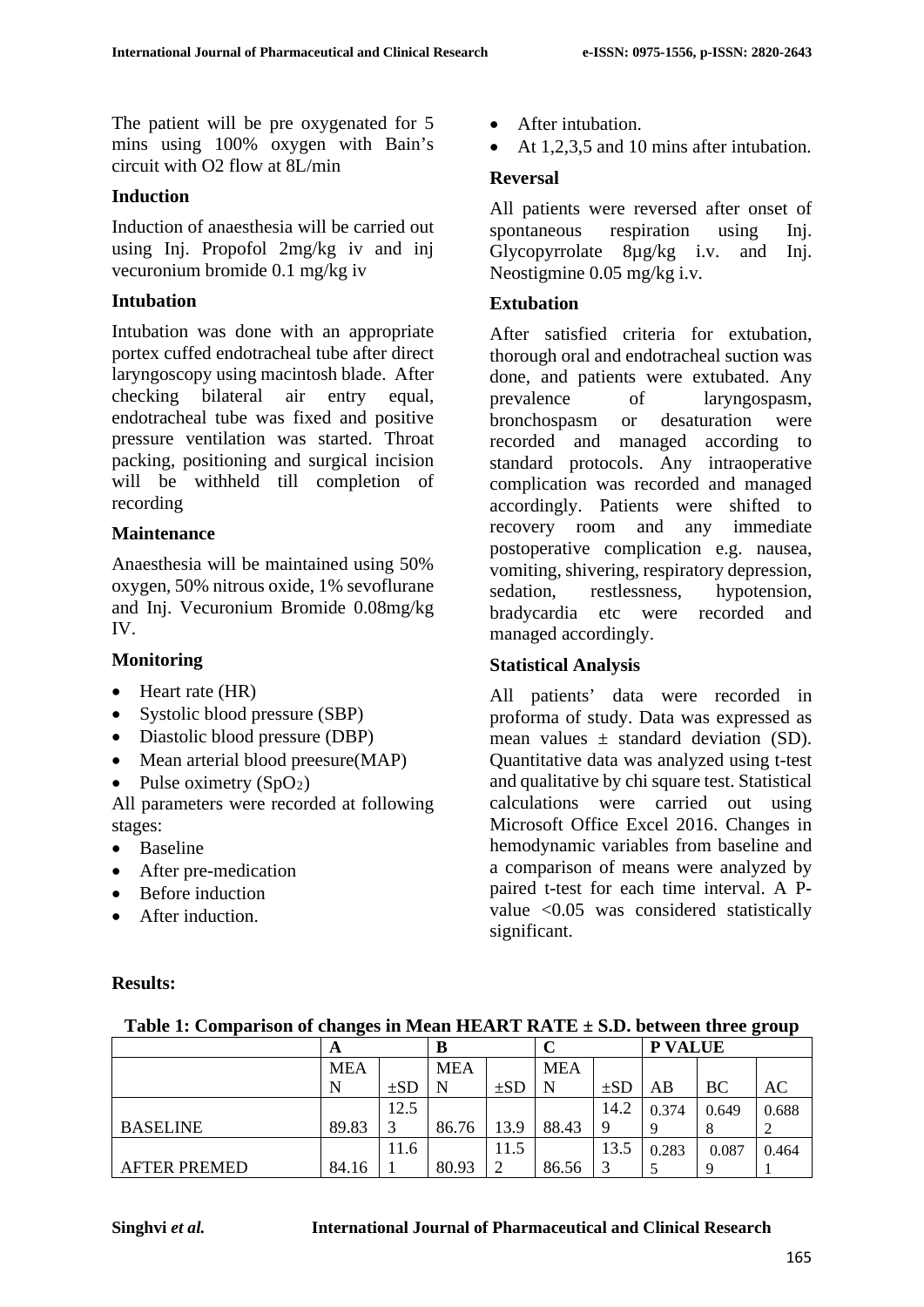The patient will be pre oxygenated for 5 mins using 100% oxygen with Bain's circuit with O2 flow at 8L/min

### Induction

Induction of anaesthesia will be carried out using Inj. Propofol 2mg/kg iv and inj vecuronium bromide 0.1 mg/kg iv

### Intubation

Intubation was done with an appropriate portex cuffed endotracheal tube after direct laryngoscopy using macintosh blade. After checking bilateral air entry equal, endotracheal tube was fixed and positive pressure ventilation was started. Throat packing, positioning and surgical incision will be withheld till completion of recording

### Maintenance

Anaesthesia will be maintained using 50% oxygen, 50% nitrous oxide, 1% sevoflurane and Inj. Vecuronium Bromide 0.08mg/kg IV.

### Monitoring

- Heart rate (HR)
- Systolic blood pressure (SBP)
- Diastolic blood pressure (DBP)
- Mean arterial blood preesure(MAP)
- Pulse oximetry ($SpO_2$)

All parameters were recorded at following stages:

- Baseline
- After pre-medication
- Before induction
- After induction.
- After intubation.
- At 1,2,3,5 and 10 mins after intubation.

### Reversal

All patients were reversed after onset of spontaneous respiration using Inj. Glycopyrrolate 8µg/kg i.v. and Inj. Neostigmine 0.05 mg/kg i.v.

### Extubation

After satisfied criteria for extubation, thorough oral and endotracheal suction was done, and patients were extubated. Any prevalence of laryngospasm, bronchospasm or desaturation were recorded and managed according to standard protocols. Any intraoperative complication was recorded and managed accordingly. Patients were shifted to recovery room and any immediate postoperative complication e.g. nausea, vomiting, shivering, respiratory depression, sedation, restlessness, hypotension, bradycardia etc were recorded and managed accordingly.

### Statistical Analysis

All patients' data were recorded in proforma of study. Data was expressed as mean values ± standard deviation (SD). Quantitative data was analyzed using t-test and qualitative by chi square test. Statistical calculations were carried out using Microsoft Office Excel 2016. Changes in hemodynamic variables from baseline and a comparison of means were analyzed by paired t-test for each time interval. A P-value <0.05 was considered statistically significant.

### Results:

**Table 1: Comparison of changes in Mean HEART RATE ± S.D. between three group**

| | A | | B | | C | | P VALUE | | |
|---|---|---|---|---|---|---|---|---|---|
| | MEAN | ±SD | MEAN | ±SD | MEAN | ±SD | AB | BC | AC |
| BASELINE | 89.83 | 12.53 | 86.76 | 13.9 | 88.43 | 14.29 | 0.3749 | 0.6498 | 0.6882 |
| AFTER PREMED | 84.16 | 11.61 | 80.93 | 11.52 | 86.56 | 13.53 | 0.2835 | 0.0879 | 0.4641 |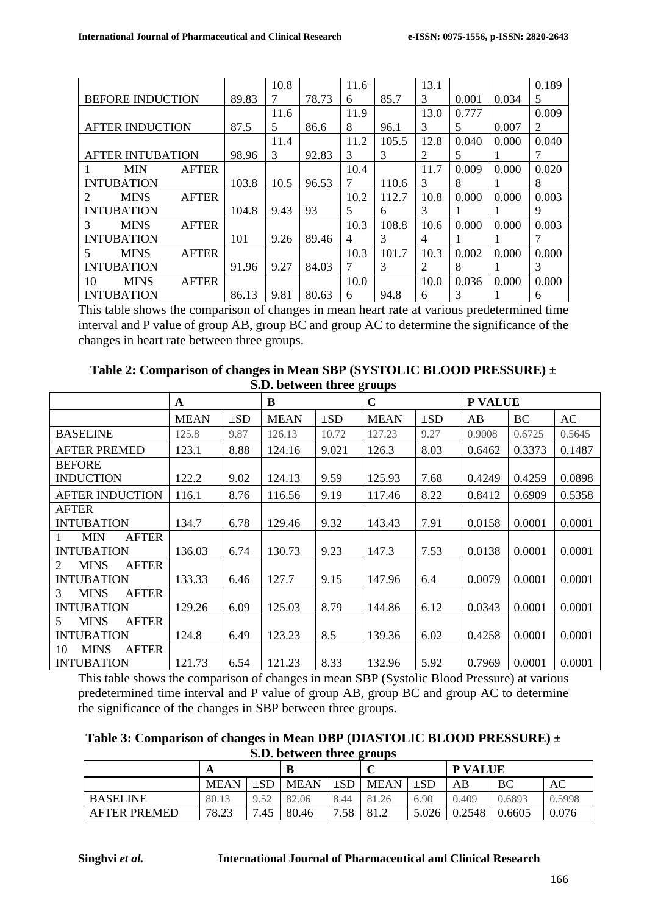| | | | | | | | | | |
|---|---|---|---|---|---|---|---|---|---|
| BEFORE INDUCTION | 89.83 | 10.87 | 78.73 | 11.66 | 85.7 | 13.13 | 0.001 | 0.034 | 0.1895 |
| AFTER INDUCTION | 87.5 | 11.65 | 86.6 | 11.98 | 96.1 | 13.03 | 0.7775 | 0.007 | 0.0092 |
| AFTER INTUBATION | 98.96 | 11.43 | 92.83 | 11.23 | 105.53 | 12.82 | 0.0405 | 0.0001 | 0.0407 |
| 1 MIN AFTER INTUBATION | 103.8 | 10.5 | 96.53 | 10.47 | 110.6 | 11.73 | 0.0098 | 0.0001 | 0.0208 |
| 2 MINS AFTER INTUBATION | 104.8 | 9.43 | 93 | 10.25 | 112.76 | 10.83 | 0.0001 | 0.0001 | 0.0039 |
| 3 MINS AFTER INTUBATION | 101 | 9.26 | 89.46 | 10.34 | 108.83 | 10.64 | 0.0001 | 0.0001 | 0.0037 |
| 5 MINS AFTER INTUBATION | 91.96 | 9.27 | 84.03 | 10.37 | 101.73 | 10.32 | 0.0028 | 0.0001 | 0.0003 |
| 10 MINS AFTER INTUBATION | 86.13 | 9.81 | 80.63 | 10.06 | 94.8 | 10.06 | 0.0363 | 0.0001 | 0.0006 |

This table shows the comparison of changes in mean heart rate at various predetermined time interval and P value of group AB, group BC and group AC to determine the significance of the changes in heart rate between three groups.

**Table 2: Comparison of changes in Mean SBP (SYSTOLIC BLOOD PRESSURE) ± S.D. between three groups**

| | A | | B | | C | | P VALUE | | |
|---|---|---|---|---|---|---|---|---|---|
| | MEAN | ±SD | MEAN | ±SD | MEAN | ±SD | AB | BC | AC |
| BASELINE | 125.8 | 9.87 | 126.13 | 10.72 | 127.23 | 9.27 | 0.9008 | 0.6725 | 0.5645 |
| AFTER PREMED | 123.1 | 8.88 | 124.16 | 9.021 | 126.3 | 8.03 | 0.6462 | 0.3373 | 0.1487 |
| BEFORE INDUCTION | 122.2 | 9.02 | 124.13 | 9.59 | 125.93 | 7.68 | 0.4249 | 0.4259 | 0.0898 |
| AFTER INDUCTION | 116.1 | 8.76 | 116.56 | 9.19 | 117.46 | 8.22 | 0.8412 | 0.6909 | 0.5358 |
| AFTER INTUBATION | 134.7 | 6.78 | 129.46 | 9.32 | 143.43 | 7.91 | 0.0158 | 0.0001 | 0.0001 |
| 1 MIN AFTER INTUBATION | 136.03 | 6.74 | 130.73 | 9.23 | 147.3 | 7.53 | 0.0138 | 0.0001 | 0.0001 |
| 2 MINS AFTER INTUBATION | 133.33 | 6.46 | 127.7 | 9.15 | 147.96 | 6.4 | 0.0079 | 0.0001 | 0.0001 |
| 3 MINS AFTER INTUBATION | 129.26 | 6.09 | 125.03 | 8.79 | 144.86 | 6.12 | 0.0343 | 0.0001 | 0.0001 |
| 5 MINS AFTER INTUBATION | 124.8 | 6.49 | 123.23 | 8.5 | 139.36 | 6.02 | 0.4258 | 0.0001 | 0.0001 |
| 10 MINS AFTER INTUBATION | 121.73 | 6.54 | 121.23 | 8.33 | 132.96 | 5.92 | 0.7969 | 0.0001 | 0.0001 |

This table shows the comparison of changes in mean SBP (Systolic Blood Pressure) at various predetermined time interval and P value of group AB, group BC and group AC to determine the significance of the changes in SBP between three groups.

**Table 3: Comparison of changes in Mean DBP (DIASTOLIC BLOOD PRESSURE) ± S.D. between three groups**

| | A | | B | | C | | P VALUE | | |
|---|---|---|---|---|---|---|---|---|---|
| | MEAN | ±SD | MEAN | ±SD | MEAN | ±SD | AB | BC | AC |
| BASELINE | 80.13 | 9.52 | 82.06 | 8.44 | 81.26 | 6.90 | 0.409 | 0.6893 | 0.5998 |
| AFTER PREMED | 78.23 | 7.45 | 80.46 | 7.58 | 81.2 | 5.026 | 0.2548 | 0.6605 | 0.076 |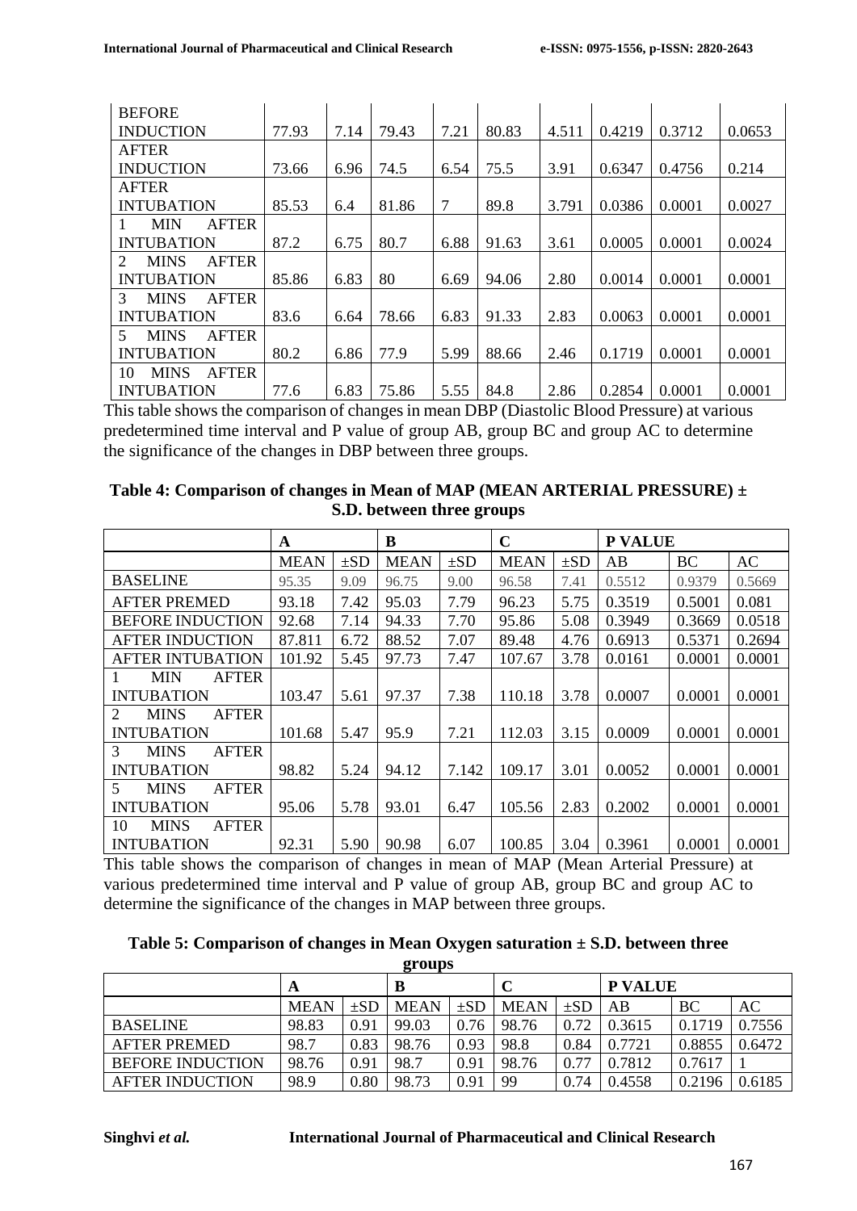| | | | | | | | | | |
|---|---|---|---|---|---|---|---|---|---|
| BEFORE INDUCTION | 77.93 | 7.14 | 79.43 | 7.21 | 80.83 | 4.511 | 0.4219 | 0.3712 | 0.0653 |
| AFTER INDUCTION | 73.66 | 6.96 | 74.5 | 6.54 | 75.5 | 3.91 | 0.6347 | 0.4756 | 0.214 |
| AFTER INTUBATION | 85.53 | 6.4 | 81.86 | 7 | 89.8 | 3.791 | 0.0386 | 0.0001 | 0.0027 |
| 1 MIN AFTER INTUBATION | 87.2 | 6.75 | 80.7 | 6.88 | 91.63 | 3.61 | 0.0005 | 0.0001 | 0.0024 |
| 2 MINS AFTER INTUBATION | 85.86 | 6.83 | 80 | 6.69 | 94.06 | 2.80 | 0.0014 | 0.0001 | 0.0001 |
| 3 MINS AFTER INTUBATION | 83.6 | 6.64 | 78.66 | 6.83 | 91.33 | 2.83 | 0.0063 | 0.0001 | 0.0001 |
| 5 MINS AFTER INTUBATION | 80.2 | 6.86 | 77.9 | 5.99 | 88.66 | 2.46 | 0.1719 | 0.0001 | 0.0001 |
| 10 MINS AFTER INTUBATION | 77.6 | 6.83 | 75.86 | 5.55 | 84.8 | 2.86 | 0.2854 | 0.0001 | 0.0001 |

This table shows the comparison of changes in mean DBP (Diastolic Blood Pressure) at various predetermined time interval and P value of group AB, group BC and group AC to determine the significance of the changes in DBP between three groups.

**Table 4: Comparison of changes in Mean of MAP (MEAN ARTERIAL PRESSURE) ± S.D. between three groups**

| | A | | B | | C | | P VALUE | | |
|---|---|---|---|---|---|---|---|---|---|
| | MEAN | ±SD | MEAN | ±SD | MEAN | ±SD | AB | BC | AC |
| BASELINE | 95.35 | 9.09 | 96.75 | 9.00 | 96.58 | 7.41 | 0.5512 | 0.9379 | 0.5669 |
| AFTER PREMED | 93.18 | 7.42 | 95.03 | 7.79 | 96.23 | 5.75 | 0.3519 | 0.5001 | 0.081 |
| BEFORE INDUCTION | 92.68 | 7.14 | 94.33 | 7.70 | 95.86 | 5.08 | 0.3949 | 0.3669 | 0.0518 |
| AFTER INDUCTION | 87.811 | 6.72 | 88.52 | 7.07 | 89.48 | 4.76 | 0.6913 | 0.5371 | 0.2694 |
| AFTER INTUBATION | 101.92 | 5.45 | 97.73 | 7.47 | 107.67 | 3.78 | 0.0161 | 0.0001 | 0.0001 |
| 1 MIN AFTER INTUBATION | 103.47 | 5.61 | 97.37 | 7.38 | 110.18 | 3.78 | 0.0007 | 0.0001 | 0.0001 |
| 2 MINS AFTER INTUBATION | 101.68 | 5.47 | 95.9 | 7.21 | 112.03 | 3.15 | 0.0009 | 0.0001 | 0.0001 |
| 3 MINS AFTER INTUBATION | 98.82 | 5.24 | 94.12 | 7.142 | 109.17 | 3.01 | 0.0052 | 0.0001 | 0.0001 |
| 5 MINS AFTER INTUBATION | 95.06 | 5.78 | 93.01 | 6.47 | 105.56 | 2.83 | 0.2002 | 0.0001 | 0.0001 |
| 10 MINS AFTER INTUBATION | 92.31 | 5.90 | 90.98 | 6.07 | 100.85 | 3.04 | 0.3961 | 0.0001 | 0.0001 |

This table shows the comparison of changes in mean of MAP (Mean Arterial Pressure) at various predetermined time interval and P value of group AB, group BC and group AC to determine the significance of the changes in MAP between three groups.

**Table 5: Comparison of changes in Mean Oxygen saturation ± S.D. between three groups**

| | A | | B | | C | | P VALUE | | |
|---|---|---|---|---|---|---|---|---|---|
| | MEAN | ±SD | MEAN | ±SD | MEAN | ±SD | AB | BC | AC |
| BASELINE | 98.83 | 0.91 | 99.03 | 0.76 | 98.76 | 0.72 | 0.3615 | 0.1719 | 0.7556 |
| AFTER PREMED | 98.7 | 0.83 | 98.76 | 0.93 | 98.8 | 0.84 | 0.7721 | 0.8855 | 0.6472 |
| BEFORE INDUCTION | 98.76 | 0.91 | 98.7 | 0.91 | 98.76 | 0.77 | 0.7812 | 0.7617 | 1 |
| AFTER INDUCTION | 98.9 | 0.80 | 98.73 | 0.91 | 99 | 0.74 | 0.4558 | 0.2196 | 0.6185 |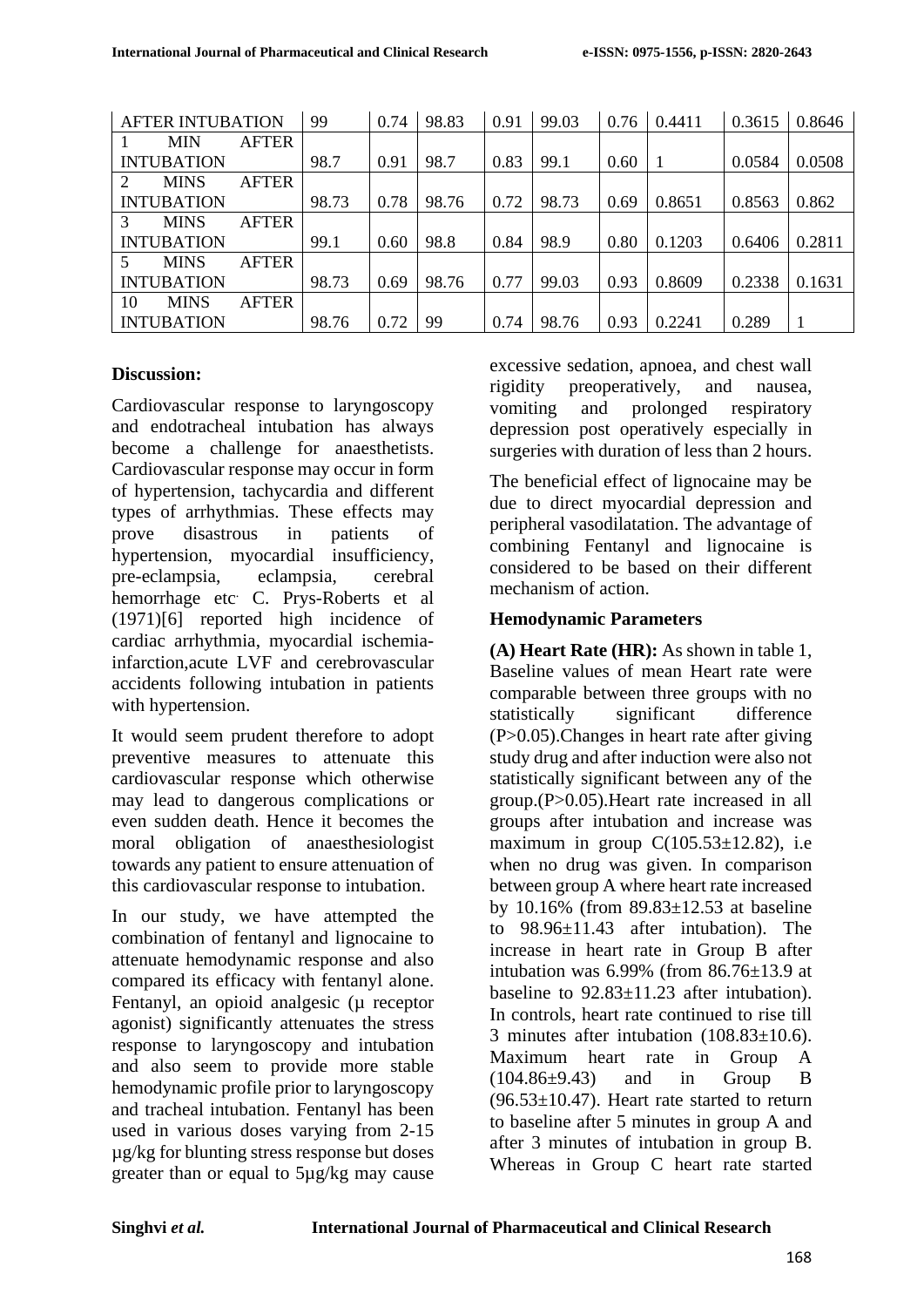| AFTER INTUBATION | 99 | 0.74 | 98.83 | 0.91 | 99.03 | 0.76 | 0.4411 | 0.3615 | 0.8646 |
|---|---|---|---|---|---|---|---|---|---|
| 1 MIN AFTER INTUBATION | 98.7 | 0.91 | 98.7 | 0.83 | 99.1 | 0.60 | 1 | 0.0584 | 0.0508 |
| 2 MINS AFTER INTUBATION | 98.73 | 0.78 | 98.76 | 0.72 | 98.73 | 0.69 | 0.8651 | 0.8563 | 0.862 |
| 3 MINS AFTER INTUBATION | 99.1 | 0.60 | 98.8 | 0.84 | 98.9 | 0.80 | 0.1203 | 0.6406 | 0.2811 |
| 5 MINS AFTER INTUBATION | 98.73 | 0.69 | 98.76 | 0.77 | 99.03 | 0.93 | 0.8609 | 0.2338 | 0.1631 |
| 10 MINS AFTER INTUBATION | 98.76 | 0.72 | 99 | 0.74 | 98.76 | 0.93 | 0.2241 | 0.289 | 1 |

**Discussion:**

Cardiovascular response to laryngoscopy and endotracheal intubation has always become a challenge for anaesthetists. Cardiovascular response may occur in form of hypertension, tachycardia and different types of arrhythmias. These effects may prove disastrous in patients of hypertension, myocardial insufficiency, pre-eclampsia, eclampsia, cerebral hemorrhage etc. C. Prys-Roberts et al (1971)[6] reported high incidence of cardiac arrhythmia, myocardial ischemia-infarction,acute LVF and cerebrovascular accidents following intubation in patients with hypertension.

It would seem prudent therefore to adopt preventive measures to attenuate this cardiovascular response which otherwise may lead to dangerous complications or even sudden death. Hence it becomes the moral obligation of anaesthesiologist towards any patient to ensure attenuation of this cardiovascular response to intubation.

In our study, we have attempted the combination of fentanyl and lignocaine to attenuate hemodynamic response and also compared its efficacy with fentanyl alone. Fentanyl, an opioid analgesic (µ receptor agonist) significantly attenuates the stress response to laryngoscopy and intubation and also seem to provide more stable hemodynamic profile prior to laryngoscopy and tracheal intubation. Fentanyl has been used in various doses varying from 2-15 µg/kg for blunting stress response but doses greater than or equal to 5µg/kg may cause excessive sedation, apnoea, and chest wall rigidity preoperatively, and nausea, vomiting and prolonged respiratory depression post operatively especially in surgeries with duration of less than 2 hours.

The beneficial effect of lignocaine may be due to direct myocardial depression and peripheral vasodilatation. The advantage of combining Fentanyl and lignocaine is considered to be based on their different mechanism of action.

**Hemodynamic Parameters**

**(A) Heart Rate (HR):** As shown in table 1, Baseline values of mean Heart rate were comparable between three groups with no statistically significant difference (P>0.05).Changes in heart rate after giving study drug and after induction were also not statistically significant between any of the group.(P>0.05).Heart rate increased in all groups after intubation and increase was maximum in group C(105.53±12.82), i.e when no drug was given. In comparison between group A where heart rate increased by 10.16% (from 89.83±12.53 at baseline to 98.96±11.43 after intubation). The increase in heart rate in Group B after intubation was 6.99% (from 86.76±13.9 at baseline to 92.83±11.23 after intubation). In controls, heart rate continued to rise till 3 minutes after intubation (108.83±10.6). Maximum heart rate in Group A (104.86±9.43) and in Group B (96.53±10.47). Heart rate started to return to baseline after 5 minutes in group A and after 3 minutes of intubation in group B. Whereas in Group C heart rate started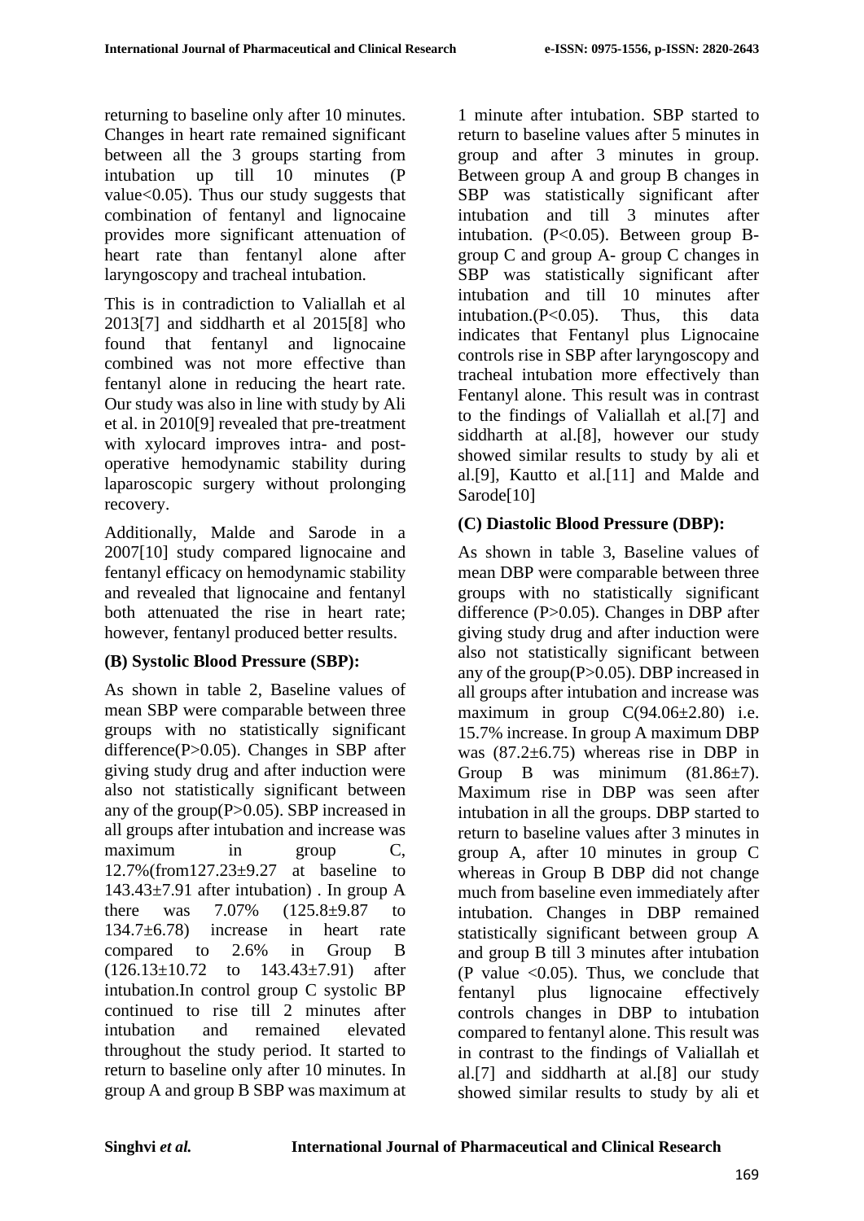returning to baseline only after 10 minutes. Changes in heart rate remained significant between all the 3 groups starting from intubation up till 10 minutes (P value<0.05). Thus our study suggests that combination of fentanyl and lignocaine provides more significant attenuation of heart rate than fentanyl alone after laryngoscopy and tracheal intubation.

This is in contradiction to Valiallah et al 2013[7] and siddharth et al 2015[8] who found that fentanyl and lignocaine combined was not more effective than fentanyl alone in reducing the heart rate. Our study was also in line with study by Ali et al. in 2010[9] revealed that pre-treatment with xylocard improves intra- and post-operative hemodynamic stability during laparoscopic surgery without prolonging recovery.

Additionally, Malde and Sarode in a 2007[10] study compared lignocaine and fentanyl efficacy on hemodynamic stability and revealed that lignocaine and fentanyl both attenuated the rise in heart rate; however, fentanyl produced better results.

### (B) Systolic Blood Pressure (SBP):

As shown in table 2, Baseline values of mean SBP were comparable between three groups with no statistically significant difference(P>0.05). Changes in SBP after giving study drug and after induction were also not statistically significant between any of the group(P>0.05). SBP increased in all groups after intubation and increase was maximum in group C, 12.7%(from127.23±9.27 at baseline to 143.43±7.91 after intubation) . In group A there was 7.07% (125.8±9.87 to 134.7±6.78) increase in heart rate compared to 2.6% in Group B (126.13±10.72 to 143.43±7.91) after intubation.In control group C systolic BP continued to rise till 2 minutes after intubation and remained elevated throughout the study period. It started to return to baseline only after 10 minutes. In group A and group B SBP was maximum at 1 minute after intubation. SBP started to return to baseline values after 5 minutes in group and after 3 minutes in group. Between group A and group B changes in SBP was statistically significant after intubation and till 3 minutes after intubation. (P<0.05). Between group B-group C and group A- group C changes in SBP was statistically significant after intubation and till 10 minutes after intubation.(P<0.05). Thus, this data indicates that Fentanyl plus Lignocaine controls rise in SBP after laryngoscopy and tracheal intubation more effectively than Fentanyl alone. This result was in contrast to the findings of Valiallah et al.[7] and siddharth at al.[8], however our study showed similar results to study by ali et al.[9], Kautto et al.[11] and Malde and Sarode[10]

### (C) Diastolic Blood Pressure (DBP):

As shown in table 3, Baseline values of mean DBP were comparable between three groups with no statistically significant difference (P>0.05). Changes in DBP after giving study drug and after induction were also not statistically significant between any of the group(P>0.05). DBP increased in all groups after intubation and increase was maximum in group C(94.06±2.80) i.e. 15.7% increase. In group A maximum DBP was (87.2±6.75) whereas rise in DBP in Group B was minimum (81.86±7). Maximum rise in DBP was seen after intubation in all the groups. DBP started to return to baseline values after 3 minutes in group A, after 10 minutes in group C whereas in Group B DBP did not change much from baseline even immediately after intubation. Changes in DBP remained statistically significant between group A and group B till 3 minutes after intubation (P value <0.05). Thus, we conclude that fentanyl plus lignocaine effectively controls changes in DBP to intubation compared to fentanyl alone. This result was in contrast to the findings of Valiallah et al.[7] and siddharth at al.[8] our study showed similar results to study by ali et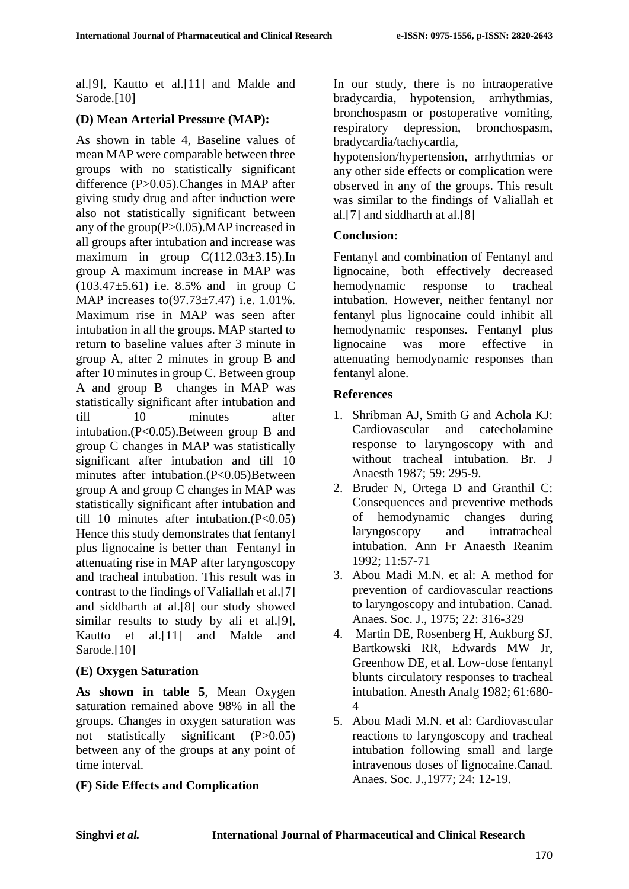al.[9], Kautto et al.[11] and Malde and Sarode.[10]

### (D) Mean Arterial Pressure (MAP):

As shown in table 4, Baseline values of mean MAP were comparable between three groups with no statistically significant difference (P>0.05).Changes in MAP after giving study drug and after induction were also not statistically significant between any of the group(P>0.05).MAP increased in all groups after intubation and increase was maximum in group C(112.03±3.15).In group A maximum increase in MAP was (103.47±5.61) i.e. 8.5% and in group C MAP increases to(97.73±7.47) i.e. 1.01%. Maximum rise in MAP was seen after intubation in all the groups. MAP started to return to baseline values after 3 minute in group A, after 2 minutes in group B and after 10 minutes in group C. Between group A and group B changes in MAP was statistically significant after intubation and till 10 minutes after intubation.(P<0.05).Between group B and group C changes in MAP was statistically significant after intubation and till 10 minutes after intubation.(P<0.05)Between group A and group C changes in MAP was statistically significant after intubation and till 10 minutes after intubation.(P<0.05) Hence this study demonstrates that fentanyl plus lignocaine is better than Fentanyl in attenuating rise in MAP after laryngoscopy and tracheal intubation. This result was in contrast to the findings of Valiallah et al.[7] and siddharth at al.[8] our study showed similar results to study by ali et al.[9], Kautto et al.[11] and Malde and Sarode.[10]

### (E) Oxygen Saturation

**As shown in table 5**, Mean Oxygen saturation remained above 98% in all the groups. Changes in oxygen saturation was not statistically significant (P>0.05) between any of the groups at any point of time interval.

### (F) Side Effects and Complication

In our study, there is no intraoperative bradycardia, hypotension, arrhythmias, bronchospasm or postoperative vomiting, respiratory depression, bronchospasm, bradycardia/tachycardia, hypotension/hypertension, arrhythmias or any other side effects or complication were observed in any of the groups. This result was similar to the findings of Valiallah et al.[7] and siddharth at al.[8]

## Conclusion:

Fentanyl and combination of Fentanyl and lignocaine, both effectively decreased hemodynamic response to tracheal intubation. However, neither fentanyl nor fentanyl plus lignocaine could inhibit all hemodynamic responses. Fentanyl plus lignocaine was more effective in attenuating hemodynamic responses than fentanyl alone.

## References

1. Shribman AJ, Smith G and Achola KJ: Cardiovascular and catecholamine response to laryngoscopy with and without tracheal intubation. Br. J Anaesth 1987; 59: 295-9.
2. Bruder N, Ortega D and Granthil C: Consequences and preventive methods of hemodynamic changes during laryngoscopy and intratracheal intubation. Ann Fr Anaesth Reanim 1992; 11:57-71
3. Abou Madi M.N. et al: A method for prevention of cardiovascular reactions to laryngoscopy and intubation. Canad. Anaes. Soc. J., 1975; 22: 316-329
4. Martin DE, Rosenberg H, Aukburg SJ, Bartkowski RR, Edwards MW Jr, Greenhow DE, et al. Low-dose fentanyl blunts circulatory responses to tracheal intubation. Anesth Analg 1982; 61:680-4
5. Abou Madi M.N. et al: Cardiovascular reactions to laryngoscopy and tracheal intubation following small and large intravenous doses of lignocaine.Canad. Anaes. Soc. J.,1977; 24: 12-19.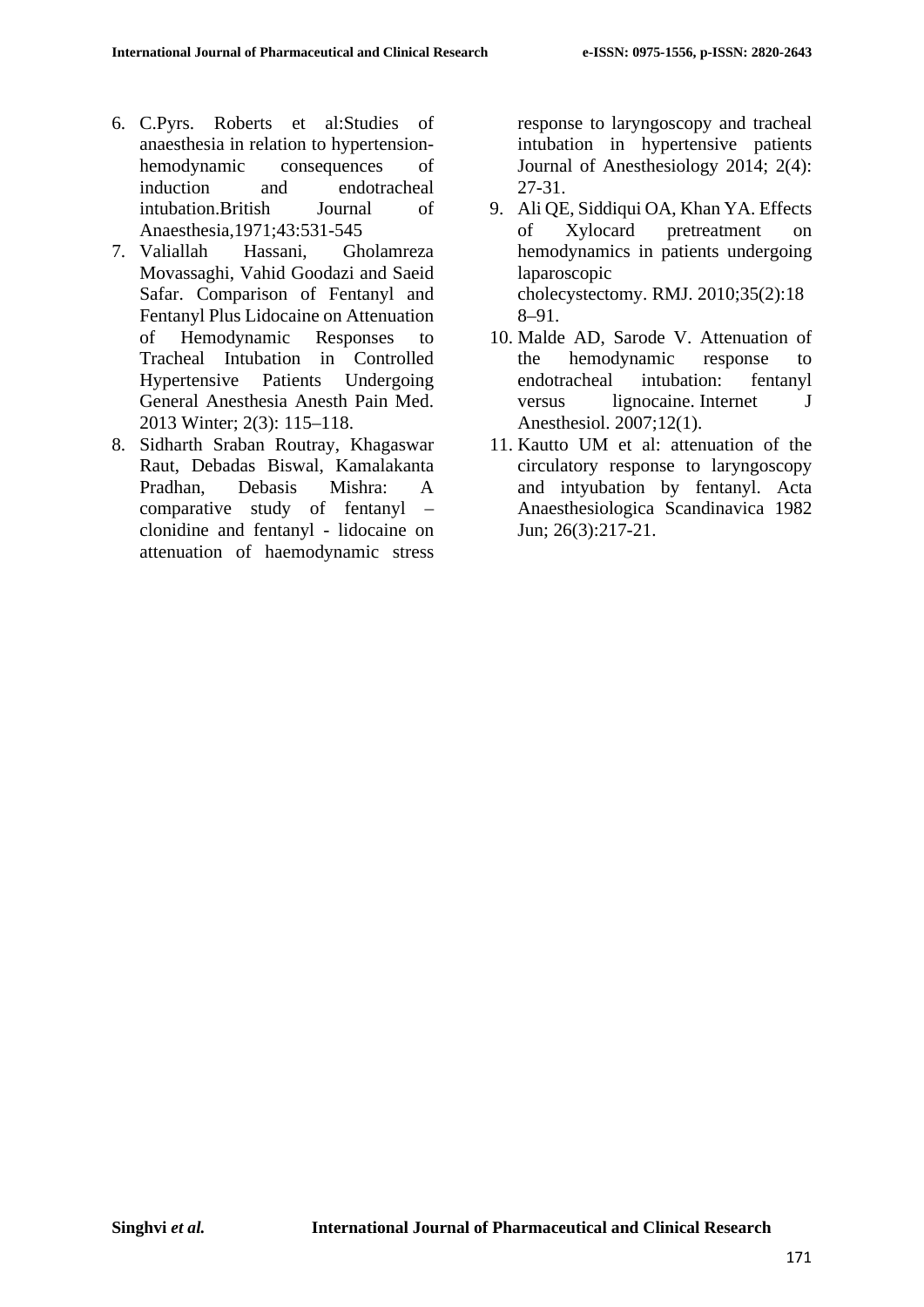6. C.Pyrs. Roberts et al:Studies of anaesthesia in relation to hypertension-hemodynamic consequences of induction and endotracheal intubation.British Journal of Anaesthesia,1971;43:531-545
7. Valiallah Hassani, Gholamreza Movassaghi, Vahid Goodazi and Saeid Safar. Comparison of Fentanyl and Fentanyl Plus Lidocaine on Attenuation of Hemodynamic Responses to Tracheal Intubation in Controlled Hypertensive Patients Undergoing General Anesthesia Anesth Pain Med. 2013 Winter; 2(3): 115–118.
8. Sidharth Sraban Routray, Khagaswar Raut, Debadas Biswal, Kamalakanta Pradhan, Debasis Mishra: A comparative study of fentanyl – clonidine and fentanyl - lidocaine on attenuation of haemodynamic stress response to laryngoscopy and tracheal intubation in hypertensive patients Journal of Anesthesiology 2014; 2(4): 27-31.
9. Ali QE, Siddiqui OA, Khan YA. Effects of Xylocard pretreatment on hemodynamics in patients undergoing laparoscopic cholecystectomy. RMJ. 2010;35(2):188–91.
10. Malde AD, Sarode V. Attenuation of the hemodynamic response to endotracheal intubation: fentanyl versus lignocaine. Internet J Anesthesiol. 2007;12(1).
11. Kautto UM et al: attenuation of the circulatory response to laryngoscopy and intyubation by fentanyl. Acta Anaesthesiologica Scandinavica 1982 Jun; 26(3):217-21.